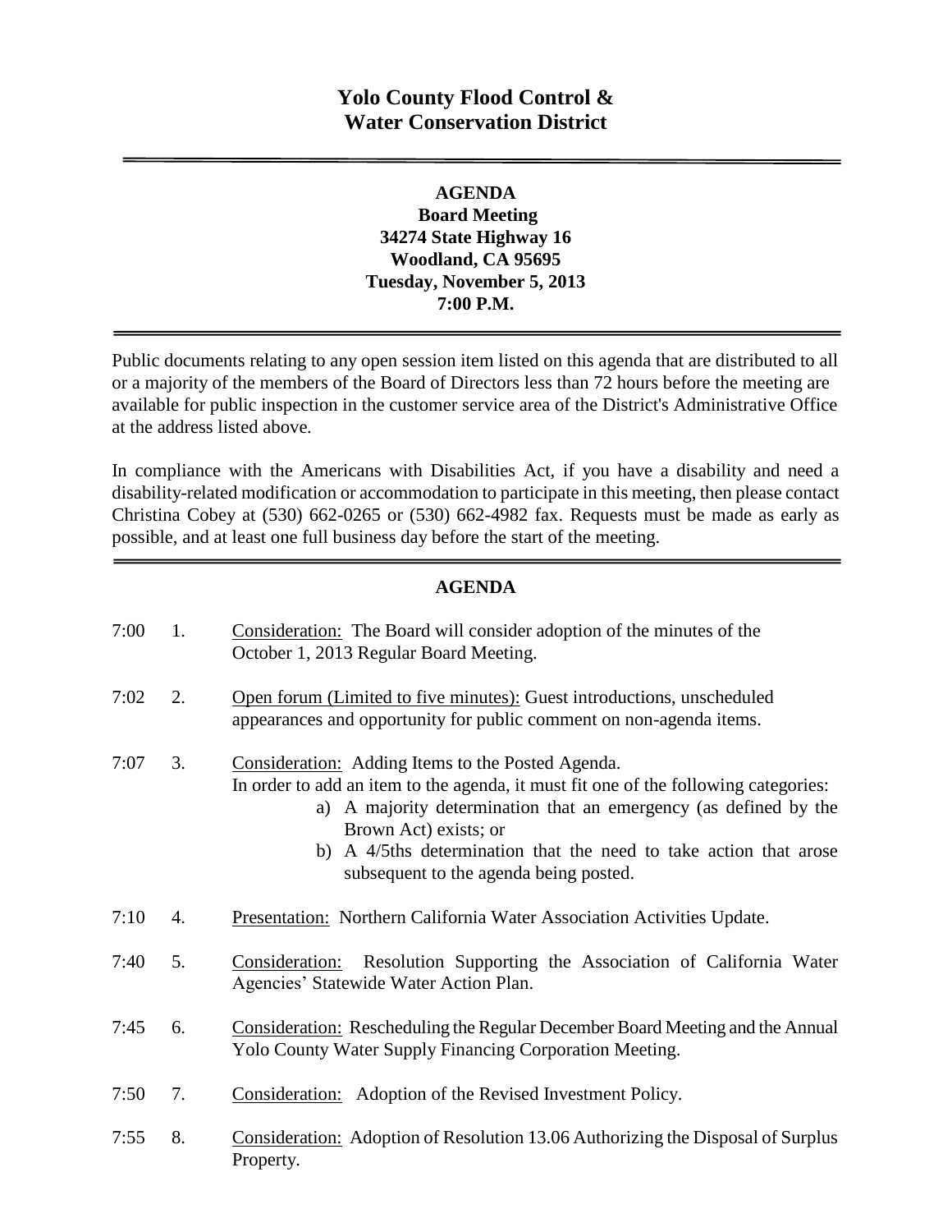# Yolo County Flood Control & Water Conservation District

**AGENDA**
**Board Meeting**
**34274 State Highway 16**
**Woodland, CA 95695**
**Tuesday, November 5, 2013**
**7:00 P.M.**

Public documents relating to any open session item listed on this agenda that are distributed to all or a majority of the members of the Board of Directors less than 72 hours before the meeting are available for public inspection in the customer service area of the District's Administrative Office at the address listed above.

In compliance with the Americans with Disabilities Act, if you have a disability and need a disability-related modification or accommodation to participate in this meeting, then please contact Christina Cobey at (530) 662-0265 or (530) 662-4982 fax. Requests must be made as early as possible, and at least one full business day before the start of the meeting.

## AGENDA

7:00 1. Consideration: The Board will consider adoption of the minutes of the October 1, 2013 Regular Board Meeting.

7:02 2. Open forum (Limited to five minutes): Guest introductions, unscheduled appearances and opportunity for public comment on non-agenda items.

7:07 3. Consideration: Adding Items to the Posted Agenda.
In order to add an item to the agenda, it must fit one of the following categories:
   a) A majority determination that an emergency (as defined by the Brown Act) exists; or
   b) A 4/5ths determination that the need to take action that arose subsequent to the agenda being posted.

7:10 4. Presentation: Northern California Water Association Activities Update.

7:40 5. Consideration: Resolution Supporting the Association of California Water Agencies' Statewide Water Action Plan.

7:45 6. Consideration: Rescheduling the Regular December Board Meeting and the Annual Yolo County Water Supply Financing Corporation Meeting.

7:50 7. Consideration: Adoption of the Revised Investment Policy.

7:55 8. Consideration: Adoption of Resolution 13.06 Authorizing the Disposal of Surplus Property.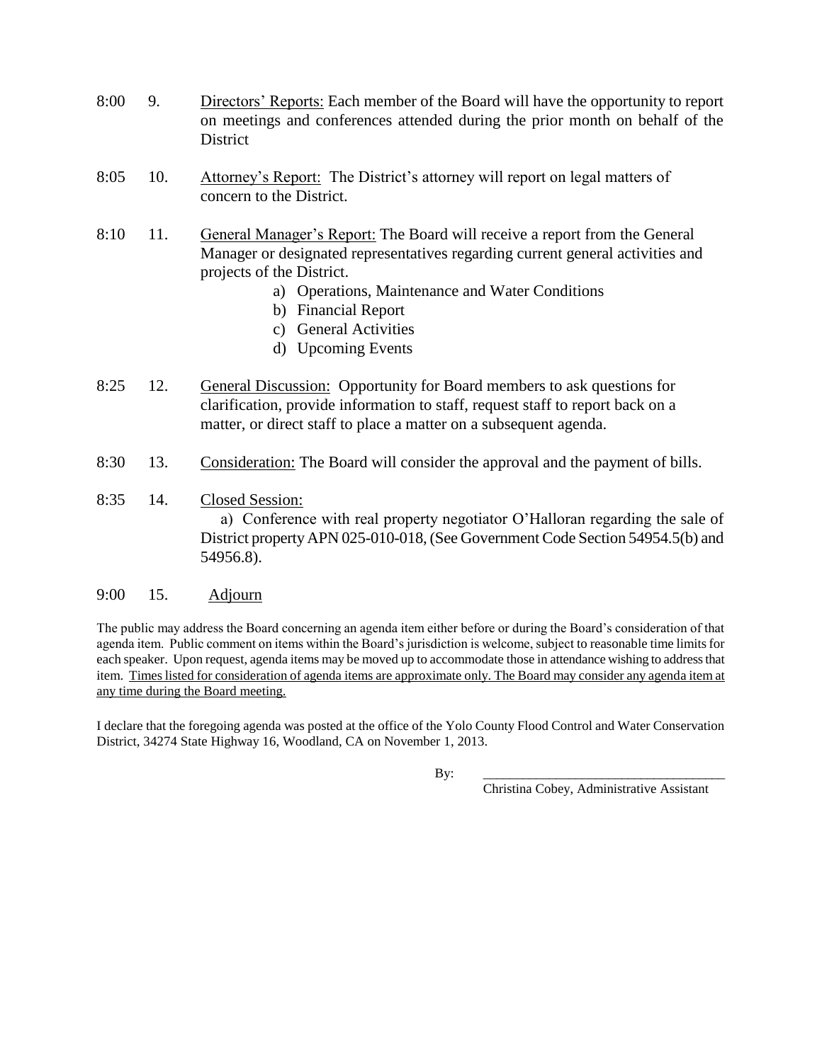8:00 9. Directors' Reports: Each member of the Board will have the opportunity to report on meetings and conferences attended during the prior month on behalf of the District

8:05 10. Attorney's Report: The District's attorney will report on legal matters of concern to the District.

8:10 11. General Manager's Report: The Board will receive a report from the General Manager or designated representatives regarding current general activities and projects of the District.

- a) Operations, Maintenance and Water Conditions
- b) Financial Report
- c) General Activities
- d) Upcoming Events

8:25 12. General Discussion: Opportunity for Board members to ask questions for clarification, provide information to staff, request staff to report back on a matter, or direct staff to place a matter on a subsequent agenda.

8:30 13. Consideration: The Board will consider the approval and the payment of bills.

8:35 14. Closed Session:

a) Conference with real property negotiator O'Halloran regarding the sale of District property APN 025-010-018, (See Government Code Section 54954.5(b) and 54956.8).

9:00 15. Adjourn

The public may address the Board concerning an agenda item either before or during the Board's consideration of that agenda item. Public comment on items within the Board's jurisdiction is welcome, subject to reasonable time limits for each speaker. Upon request, agenda items may be moved up to accommodate those in attendance wishing to address that item. Times listed for consideration of agenda items are approximate only. The Board may consider any agenda item at any time during the Board meeting.

I declare that the foregoing agenda was posted at the office of the Yolo County Flood Control and Water Conservation District, 34274 State Highway 16, Woodland, CA on November 1, 2013.

By: \_\_\_\_\_\_\_\_\_\_\_\_\_\_\_\_\_\_\_\_\_\_\_\_\_\_\_\_\_\_\_\_\_\_\_\_

Christina Cobey, Administrative Assistant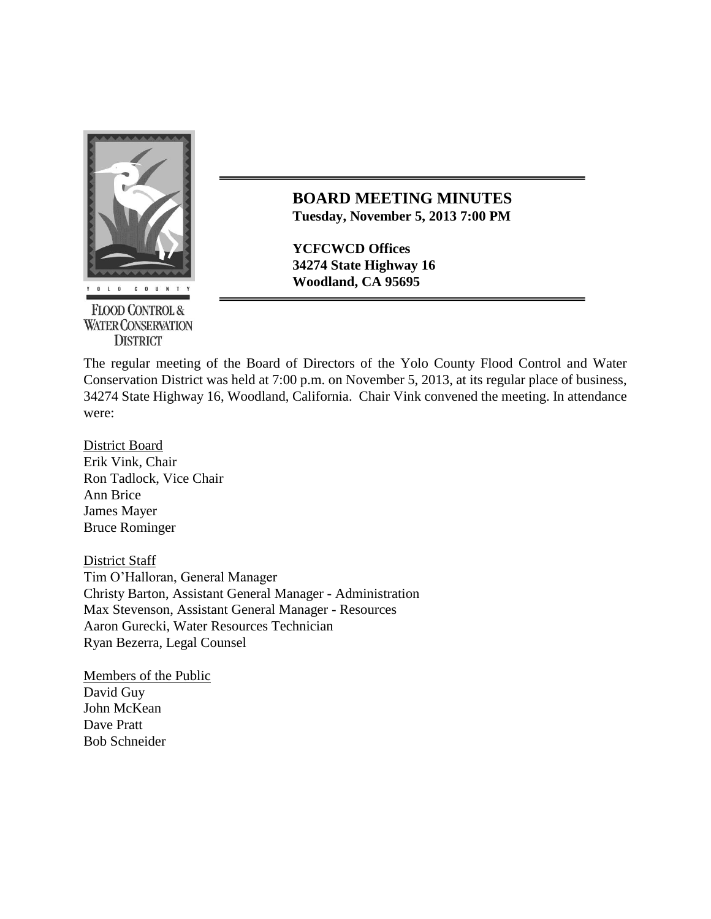Y O L O   C O U N T Y

FLOOD CONTROL &
WATER CONSERVATION
DISTRICT

# BOARD MEETING MINUTES

**Tuesday, November 5, 2013 7:00 PM**

**YCFCWCD Offices**
**34274 State Highway 16**
**Woodland, CA 95695**

The regular meeting of the Board of Directors of the Yolo County Flood Control and Water Conservation District was held at 7:00 p.m. on November 5, 2013, at its regular place of business, 34274 State Highway 16, Woodland, California. Chair Vink convened the meeting. In attendance were:

District Board
Erik Vink, Chair
Ron Tadlock, Vice Chair
Ann Brice
James Mayer
Bruce Rominger

District Staff
Tim O'Halloran, General Manager
Christy Barton, Assistant General Manager - Administration
Max Stevenson, Assistant General Manager - Resources
Aaron Gurecki, Water Resources Technician
Ryan Bezerra, Legal Counsel

Members of the Public
David Guy
John McKean
Dave Pratt
Bob Schneider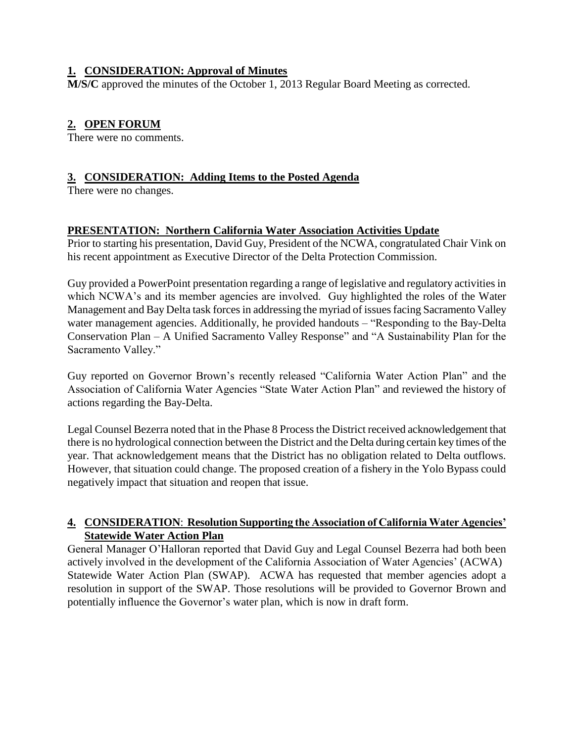## **1. CONSIDERATION: Approval of Minutes**

**M/S/C** approved the minutes of the October 1, 2013 Regular Board Meeting as corrected.

## **2. OPEN FORUM**

There were no comments.

## **3. CONSIDERATION: Adding Items to the Posted Agenda**

There were no changes.

## **PRESENTATION: Northern California Water Association Activities Update**

Prior to starting his presentation, David Guy, President of the NCWA, congratulated Chair Vink on his recent appointment as Executive Director of the Delta Protection Commission.

Guy provided a PowerPoint presentation regarding a range of legislative and regulatory activities in which NCWA's and its member agencies are involved. Guy highlighted the roles of the Water Management and Bay Delta task forces in addressing the myriad of issues facing Sacramento Valley water management agencies. Additionally, he provided handouts – "Responding to the Bay-Delta Conservation Plan – A Unified Sacramento Valley Response" and "A Sustainability Plan for the Sacramento Valley."

Guy reported on Governor Brown's recently released "California Water Action Plan" and the Association of California Water Agencies "State Water Action Plan" and reviewed the history of actions regarding the Bay-Delta.

Legal Counsel Bezerra noted that in the Phase 8 Process the District received acknowledgement that there is no hydrological connection between the District and the Delta during certain key times of the year. That acknowledgement means that the District has no obligation related to Delta outflows. However, that situation could change. The proposed creation of a fishery in the Yolo Bypass could negatively impact that situation and reopen that issue.

## **4. CONSIDERATION: Resolution Supporting the Association of California Water Agencies' Statewide Water Action Plan**

General Manager O'Halloran reported that David Guy and Legal Counsel Bezerra had both been actively involved in the development of the California Association of Water Agencies' (ACWA) Statewide Water Action Plan (SWAP). ACWA has requested that member agencies adopt a resolution in support of the SWAP. Those resolutions will be provided to Governor Brown and potentially influence the Governor's water plan, which is now in draft form.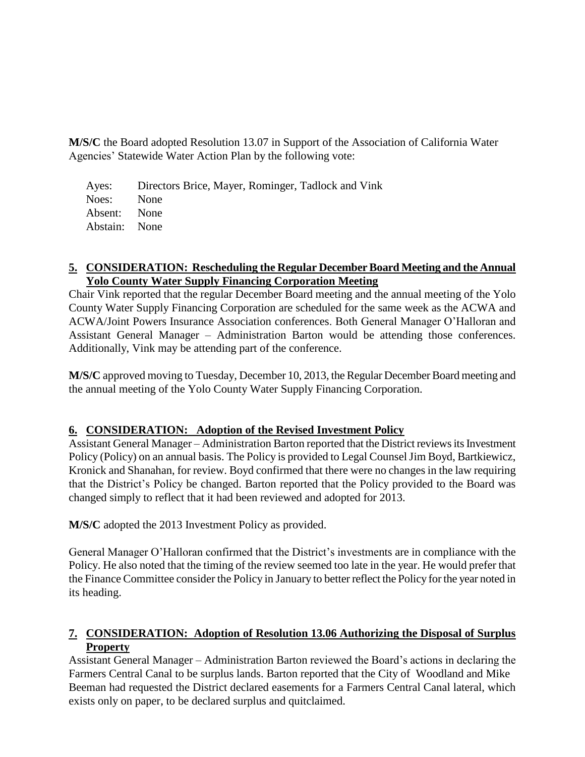**M/S/C** the Board adopted Resolution 13.07 in Support of the Association of California Water Agencies' Statewide Water Action Plan by the following vote:

| | |
|---|---|
| Ayes: | Directors Brice, Mayer, Rominger, Tadlock and Vink |
| Noes: | None |
| Absent: | None |
| Abstain: | None |

## 5. CONSIDERATION: Rescheduling the Regular December Board Meeting and the Annual Yolo County Water Supply Financing Corporation Meeting

Chair Vink reported that the regular December Board meeting and the annual meeting of the Yolo County Water Supply Financing Corporation are scheduled for the same week as the ACWA and ACWA/Joint Powers Insurance Association conferences. Both General Manager O'Halloran and Assistant General Manager – Administration Barton would be attending those conferences. Additionally, Vink may be attending part of the conference.

**M/S/C** approved moving to Tuesday, December 10, 2013, the Regular December Board meeting and the annual meeting of the Yolo County Water Supply Financing Corporation.

## 6. CONSIDERATION: Adoption of the Revised Investment Policy

Assistant General Manager – Administration Barton reported that the District reviews its Investment Policy (Policy) on an annual basis. The Policy is provided to Legal Counsel Jim Boyd, Bartkiewicz, Kronick and Shanahan, for review. Boyd confirmed that there were no changes in the law requiring that the District's Policy be changed. Barton reported that the Policy provided to the Board was changed simply to reflect that it had been reviewed and adopted for 2013.

**M/S/C** adopted the 2013 Investment Policy as provided.

General Manager O'Halloran confirmed that the District's investments are in compliance with the Policy. He also noted that the timing of the review seemed too late in the year. He would prefer that the Finance Committee consider the Policy in January to better reflect the Policy for the year noted in its heading.

## 7. CONSIDERATION: Adoption of Resolution 13.06 Authorizing the Disposal of Surplus Property

Assistant General Manager – Administration Barton reviewed the Board's actions in declaring the Farmers Central Canal to be surplus lands. Barton reported that the City of Woodland and Mike Beeman had requested the District declared easements for a Farmers Central Canal lateral, which exists only on paper, to be declared surplus and quitclaimed.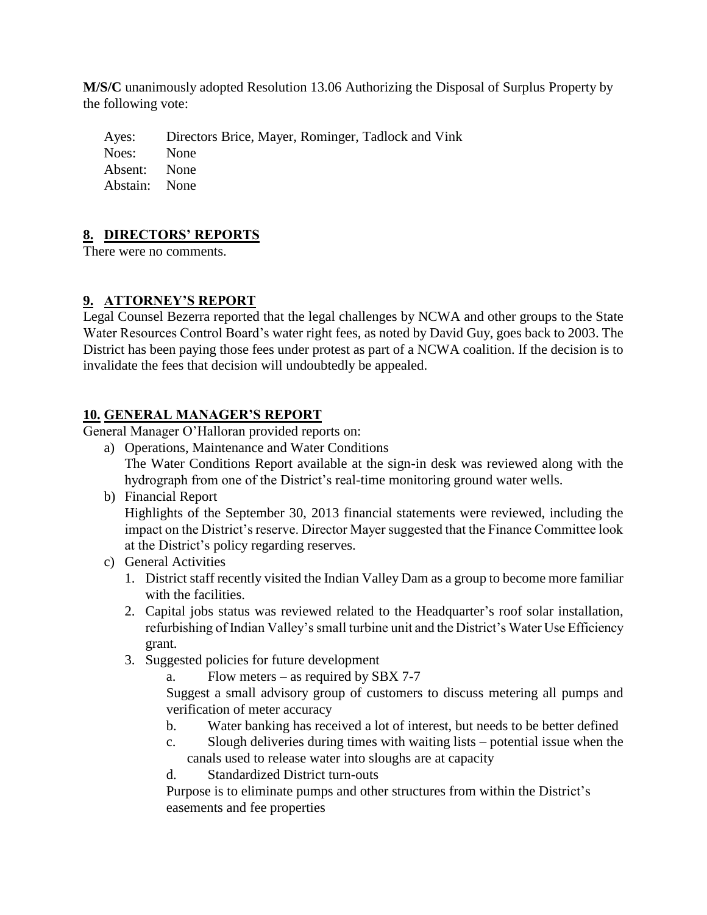**M/S/C** unanimously adopted Resolution 13.06 Authorizing the Disposal of Surplus Property by the following vote:

Ayes: Directors Brice, Mayer, Rominger, Tadlock and Vink
Noes: None
Absent: None
Abstain: None

## 8. DIRECTORS' REPORTS

There were no comments.

## 9. ATTORNEY'S REPORT

Legal Counsel Bezerra reported that the legal challenges by NCWA and other groups to the State Water Resources Control Board's water right fees, as noted by David Guy, goes back to 2003. The District has been paying those fees under protest as part of a NCWA coalition. If the decision is to invalidate the fees that decision will undoubtedly be appealed.

## 10. GENERAL MANAGER'S REPORT

General Manager O'Halloran provided reports on:

a) Operations, Maintenance and Water Conditions
   The Water Conditions Report available at the sign-in desk was reviewed along with the hydrograph from one of the District's real-time monitoring ground water wells.
b) Financial Report
   Highlights of the September 30, 2013 financial statements were reviewed, including the impact on the District's reserve. Director Mayer suggested that the Finance Committee look at the District's policy regarding reserves.
c) General Activities
   1. District staff recently visited the Indian Valley Dam as a group to become more familiar with the facilities.
   2. Capital jobs status was reviewed related to the Headquarter's roof solar installation, refurbishing of Indian Valley's small turbine unit and the District's Water Use Efficiency grant.
   3. Suggested policies for future development
      a. Flow meters – as required by SBX 7-7
      Suggest a small advisory group of customers to discuss metering all pumps and verification of meter accuracy
      b. Water banking has received a lot of interest, but needs to be better defined
      c. Slough deliveries during times with waiting lists – potential issue when the canals used to release water into sloughs are at capacity
      d. Standardized District turn-outs
      Purpose is to eliminate pumps and other structures from within the District's easements and fee properties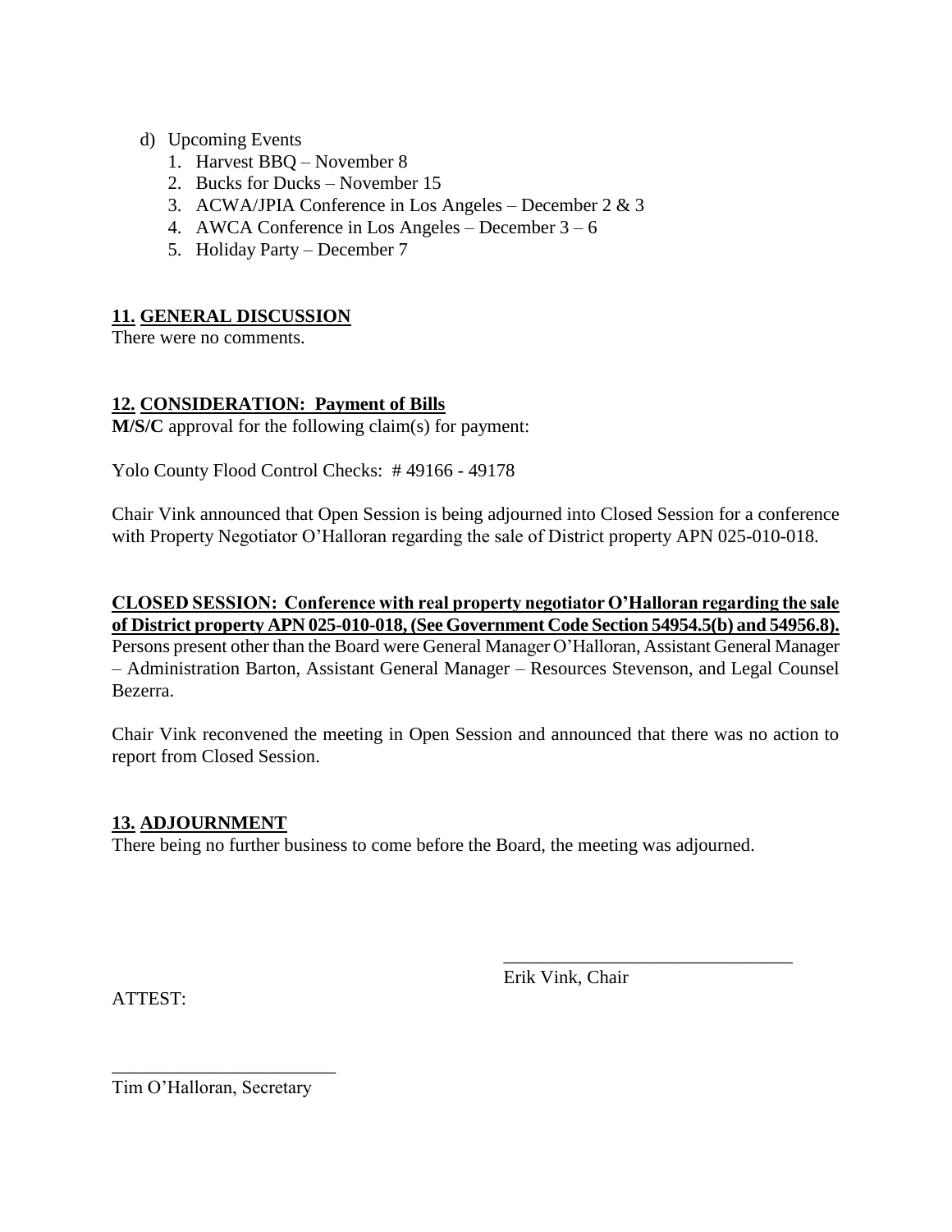d) Upcoming Events
   1. Harvest BBQ – November 8
   2. Bucks for Ducks – November 15
   3. ACWA/JPIA Conference in Los Angeles – December 2 & 3
   4. AWCA Conference in Los Angeles – December 3 – 6
   5. Holiday Party – December 7

**11. GENERAL DISCUSSION**

There were no comments.

**12. CONSIDERATION: Payment of Bills**

**M/S/C** approval for the following claim(s) for payment:

Yolo County Flood Control Checks: # 49166 - 49178

Chair Vink announced that Open Session is being adjourned into Closed Session for a conference with Property Negotiator O'Halloran regarding the sale of District property APN 025-010-018.

**CLOSED SESSION: Conference with real property negotiator O'Halloran regarding the sale of District property APN 025-010-018, (See Government Code Section 54954.5(b) and 54956.8).**

Persons present other than the Board were General Manager O'Halloran, Assistant General Manager – Administration Barton, Assistant General Manager – Resources Stevenson, and Legal Counsel Bezerra.

Chair Vink reconvened the meeting in Open Session and announced that there was no action to report from Closed Session.

**13. ADJOURNMENT**

There being no further business to come before the Board, the meeting was adjourned.

\_\_\_\_\_\_\_\_\_\_\_\_\_\_\_\_\_\_\_\_\_\_\_\_\_\_\_\_\_\_

Erik Vink, Chair

ATTEST:

\_\_\_\_\_\_\_\_\_\_\_\_\_\_\_\_\_\_\_\_\_\_\_\_\_\_

Tim O'Halloran, Secretary